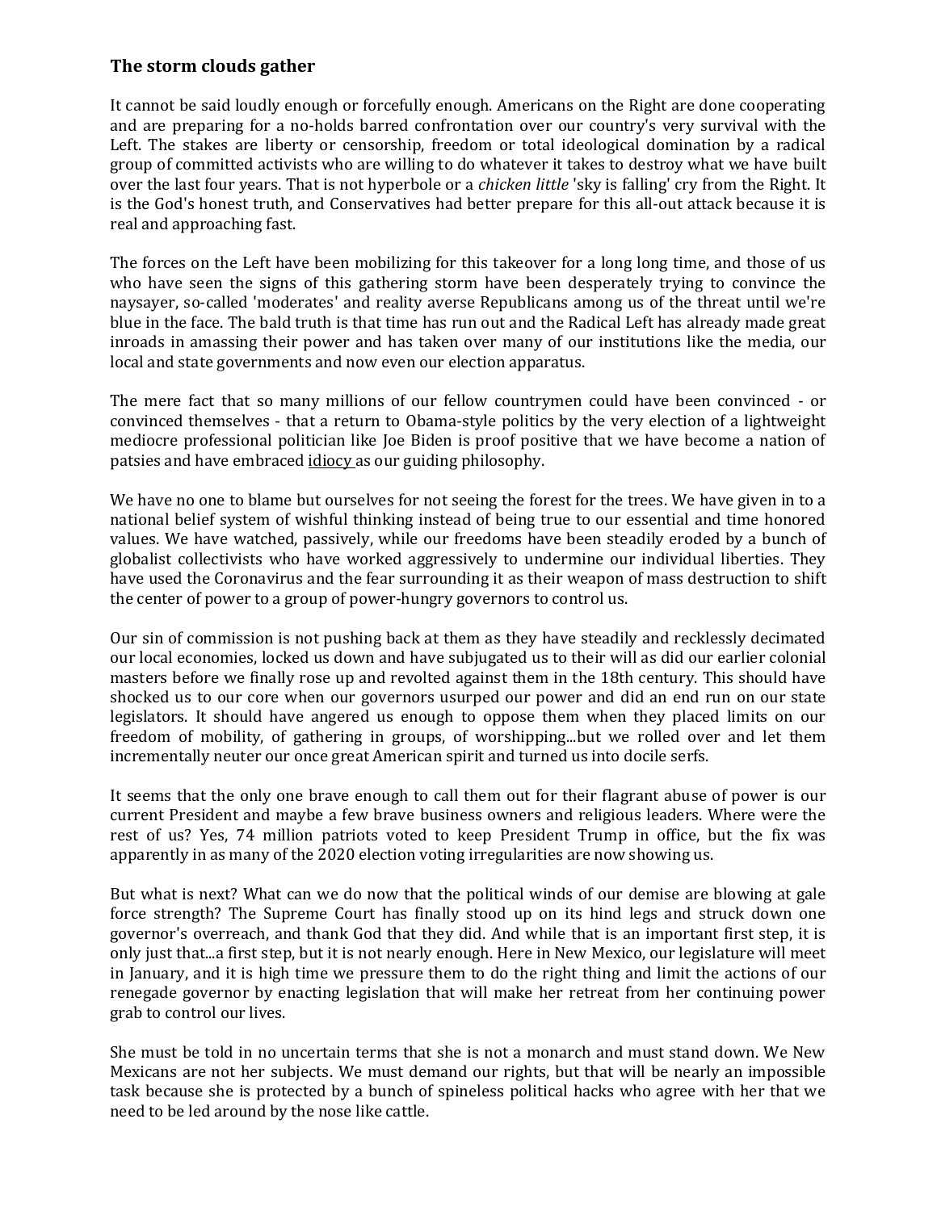### The storm clouds gather

It cannot be said loudly enough or forcefully enough. Americans on the Right are done cooperating and are preparing for a no-holds barred confrontation over our country's very survival with the Left. The stakes are liberty or censorship, freedom or total ideological domination by a radical group of committed activists who are willing to do whatever it takes to destroy what we have built over the last four years. That is not hyperbole or a *chicken little* 'sky is falling' cry from the Right. It is the God's honest truth, and Conservatives had better prepare for this all-out attack because it is real and approaching fast.

The forces on the Left have been mobilizing for this takeover for a long long time, and those of us who have seen the signs of this gathering storm have been desperately trying to convince the naysayer, so-called 'moderates' and reality averse Republicans among us of the threat until we're blue in the face. The bald truth is that time has run out and the Radical Left has already made great inroads in amassing their power and has taken over many of our institutions like the media, our local and state governments and now even our election apparatus.

The mere fact that so many millions of our fellow countrymen could have been convinced - or convinced themselves - that a return to Obama-style politics by the very election of a lightweight mediocre professional politician like Joe Biden is proof positive that we have become a nation of patsies and have embraced idiocy as our guiding philosophy.

We have no one to blame but ourselves for not seeing the forest for the trees. We have given in to a national belief system of wishful thinking instead of being true to our essential and time honored values. We have watched, passively, while our freedoms have been steadily eroded by a bunch of globalist collectivists who have worked aggressively to undermine our individual liberties. They have used the Coronavirus and the fear surrounding it as their weapon of mass destruction to shift the center of power to a group of power-hungry governors to control us.

Our sin of commission is not pushing back at them as they have steadily and recklessly decimated our local economies, locked us down and have subjugated us to their will as did our earlier colonial masters before we finally rose up and revolted against them in the 18th century. This should have shocked us to our core when our governors usurped our power and did an end run on our state legislators. It should have angered us enough to oppose them when they placed limits on our freedom of mobility, of gathering in groups, of worshipping...but we rolled over and let them incrementally neuter our once great American spirit and turned us into docile serfs.

It seems that the only one brave enough to call them out for their flagrant abuse of power is our current President and maybe a few brave business owners and religious leaders. Where were the rest of us? Yes, 74 million patriots voted to keep President Trump in office, but the fix was apparently in as many of the 2020 election voting irregularities are now showing us.

But what is next? What can we do now that the political winds of our demise are blowing at gale force strength? The Supreme Court has finally stood up on its hind legs and struck down one governor's overreach, and thank God that they did. And while that is an important first step, it is only just that...a first step, but it is not nearly enough. Here in New Mexico, our legislature will meet in January, and it is high time we pressure them to do the right thing and limit the actions of our renegade governor by enacting legislation that will make her retreat from her continuing power grab to control our lives.

She must be told in no uncertain terms that she is not a monarch and must stand down. We New Mexicans are not her subjects. We must demand our rights, but that will be nearly an impossible task because she is protected by a bunch of spineless political hacks who agree with her that we need to be led around by the nose like cattle.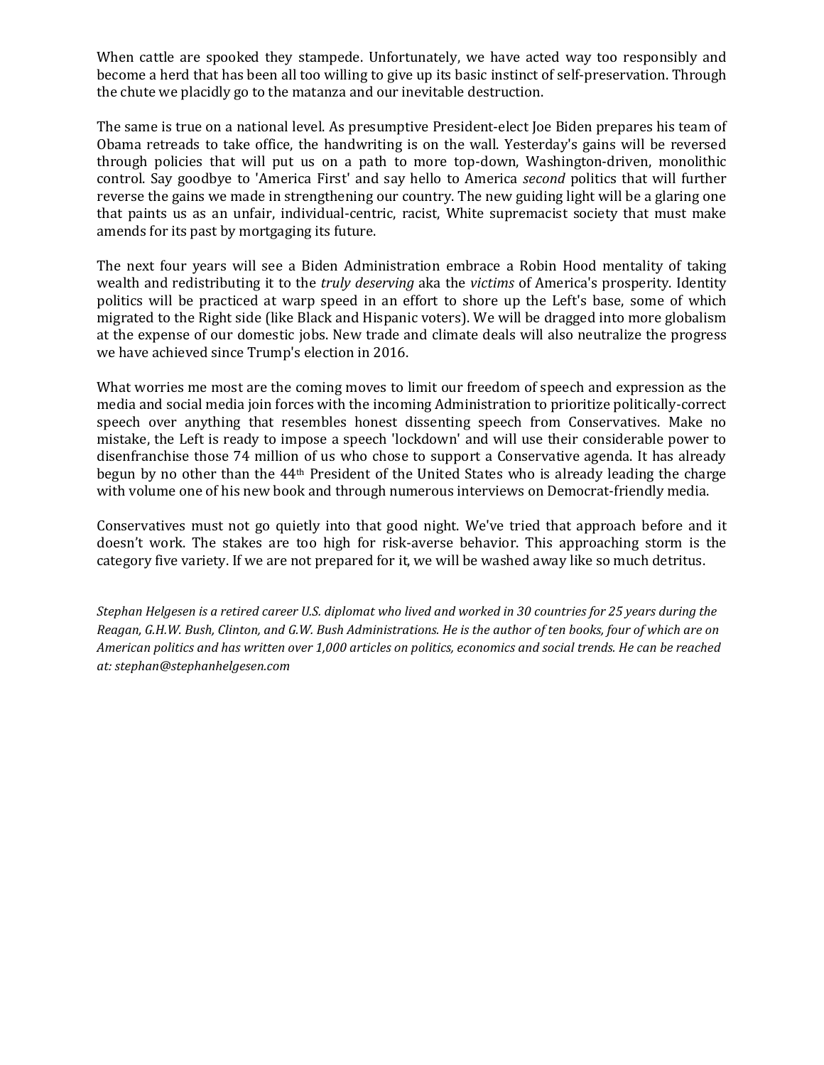When cattle are spooked they stampede. Unfortunately, we have acted way too responsibly and become a herd that has been all too willing to give up its basic instinct of self-preservation. Through the chute we placidly go to the matanza and our inevitable destruction.

The same is true on a national level. As presumptive President-elect Joe Biden prepares his team of Obama retreads to take office, the handwriting is on the wall. Yesterday's gains will be reversed through policies that will put us on a path to more top-down, Washington-driven, monolithic control. Say goodbye to 'America First' and say hello to America *second* politics that will further reverse the gains we made in strengthening our country. The new guiding light will be a glaring one that paints us as an unfair, individual-centric, racist, White supremacist society that must make amends for its past by mortgaging its future.

The next four years will see a Biden Administration embrace a Robin Hood mentality of taking wealth and redistributing it to the *truly deserving* aka the *victims* of America's prosperity. Identity politics will be practiced at warp speed in an effort to shore up the Left's base, some of which migrated to the Right side (like Black and Hispanic voters). We will be dragged into more globalism at the expense of our domestic jobs. New trade and climate deals will also neutralize the progress we have achieved since Trump's election in 2016.

What worries me most are the coming moves to limit our freedom of speech and expression as the media and social media join forces with the incoming Administration to prioritize politically-correct speech over anything that resembles honest dissenting speech from Conservatives. Make no mistake, the Left is ready to impose a speech 'lockdown' and will use their considerable power to disenfranchise those 74 million of us who chose to support a Conservative agenda. It has already begun by no other than the 44th President of the United States who is already leading the charge with volume one of his new book and through numerous interviews on Democrat-friendly media.

Conservatives must not go quietly into that good night. We've tried that approach before and it doesn't work. The stakes are too high for risk-averse behavior. This approaching storm is the category five variety. If we are not prepared for it, we will be washed away like so much detritus.

*Stephan Helgesen is a retired career U.S. diplomat who lived and worked in 30 countries for 25 years during the Reagan, G.H.W. Bush, Clinton, and G.W. Bush Administrations. He is the author of ten books, four of which are on American politics and has written over 1,000 articles on politics, economics and social trends. He can be reached at: stephan@stephanhelgesen.com*